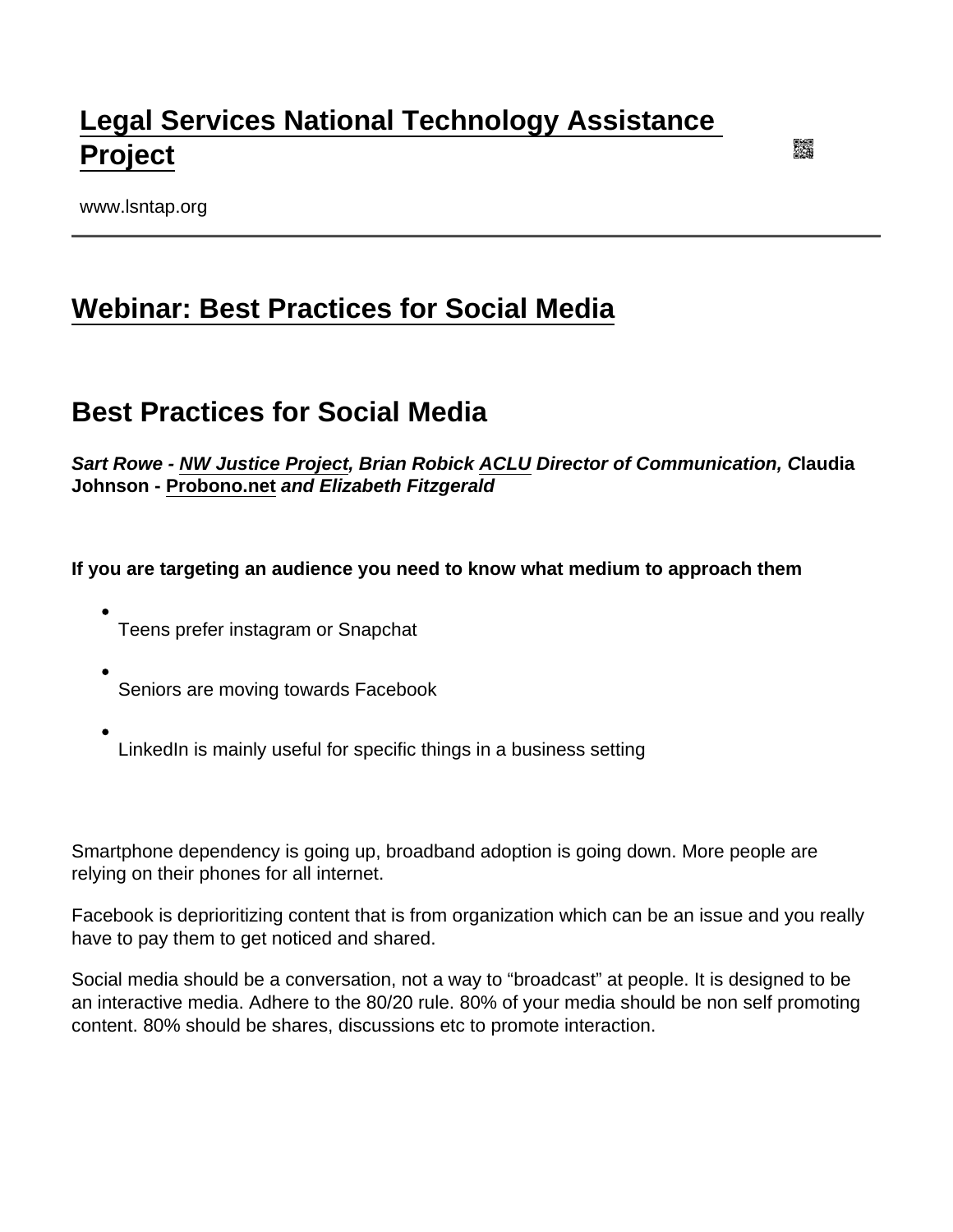# Legal Services National Technology Assistance Project

www.lsntap.org

## Webinar: Best Practices for Social Media

## Best Practices for Social Media

***Sart Rowe - NW Justice Project, Brian Robick ACLU Director of Communication, C*laudia Johnson - Probono.net *and Elizabeth Fitzgerald***

**If you are targeting an audience you need to know what medium to approach them**

- Teens prefer instagram or Snapchat
- Seniors are moving towards Facebook
- LinkedIn is mainly useful for specific things in a business setting

Smartphone dependency is going up, broadband adoption is going down. More people are relying on their phones for all internet.

Facebook is deprioritizing content that is from organization which can be an issue and you really have to pay them to get noticed and shared.

Social media should be a conversation, not a way to "broadcast" at people. It is designed to be an interactive media. Adhere to the 80/20 rule. 80% of your media should be non self promoting content. 80% should be shares, discussions etc to promote interaction.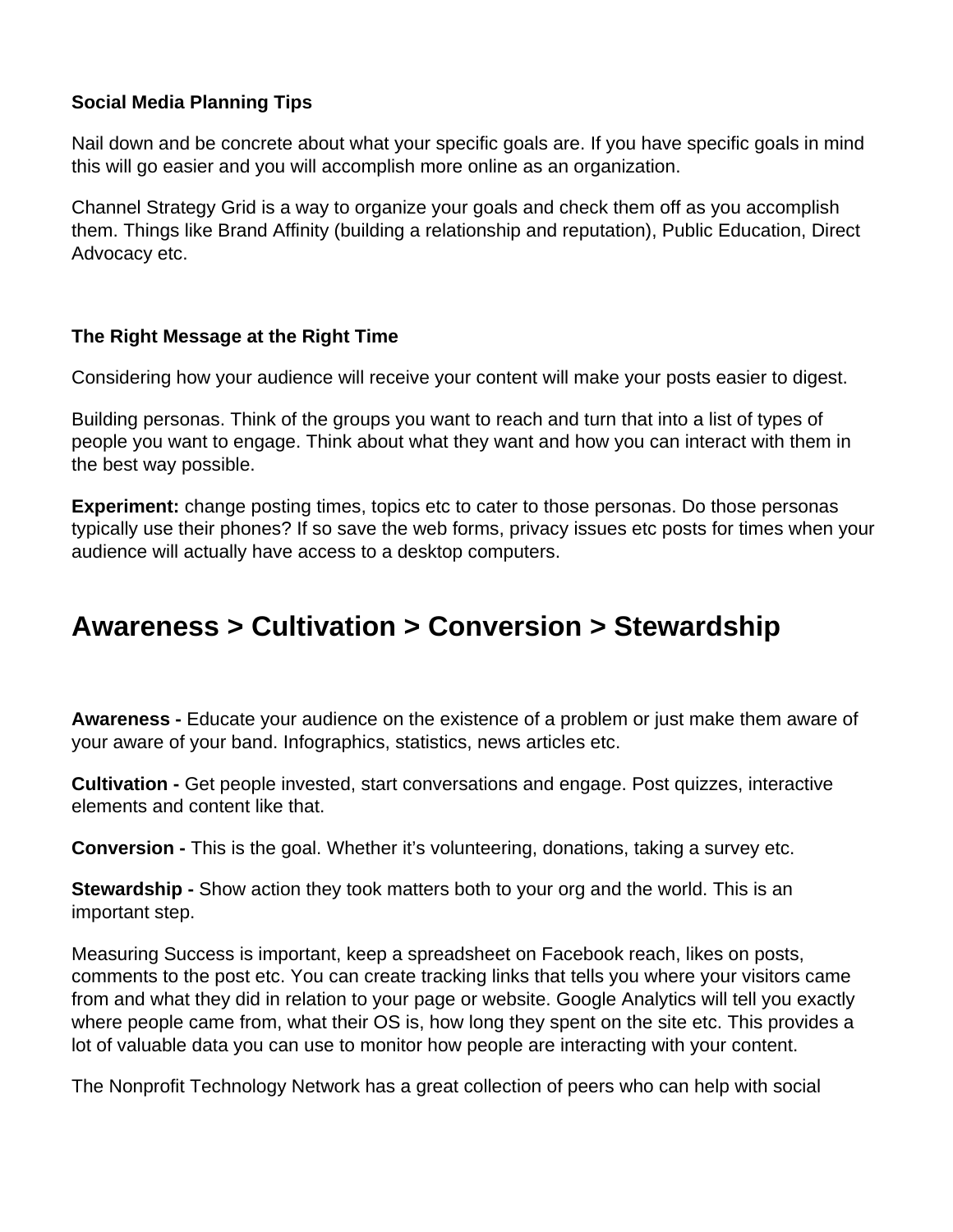**Social Media Planning Tips**

Nail down and be concrete about what your specific goals are. If you have specific goals in mind this will go easier and you will accomplish more online as an organization.

Channel Strategy Grid is a way to organize your goals and check them off as you accomplish them. Things like Brand Affinity (building a relationship and reputation), Public Education, Direct Advocacy etc.

**The Right Message at the Right Time**

Considering how your audience will receive your content will make your posts easier to digest.

Building personas. Think of the groups you want to reach and turn that into a list of types of people you want to engage. Think about what they want and how you can interact with them in the best way possible.

**Experiment:** change posting times, topics etc to cater to those personas. Do those personas typically use their phones? If so save the web forms, privacy issues etc posts for times when your audience will actually have access to a desktop computers.

## Awareness > Cultivation > Conversion > Stewardship

**Awareness -** Educate your audience on the existence of a problem or just make them aware of your aware of your band. Infographics, statistics, news articles etc.

**Cultivation -** Get people invested, start conversations and engage. Post quizzes, interactive elements and content like that.

**Conversion -** This is the goal. Whether it's volunteering, donations, taking a survey etc.

**Stewardship -** Show action they took matters both to your org and the world. This is an important step.

Measuring Success is important, keep a spreadsheet on Facebook reach, likes on posts, comments to the post etc. You can create tracking links that tells you where your visitors came from and what they did in relation to your page or website. Google Analytics will tell you exactly where people came from, what their OS is, how long they spent on the site etc. This provides a lot of valuable data you can use to monitor how people are interacting with your content.

The Nonprofit Technology Network has a great collection of peers who can help with social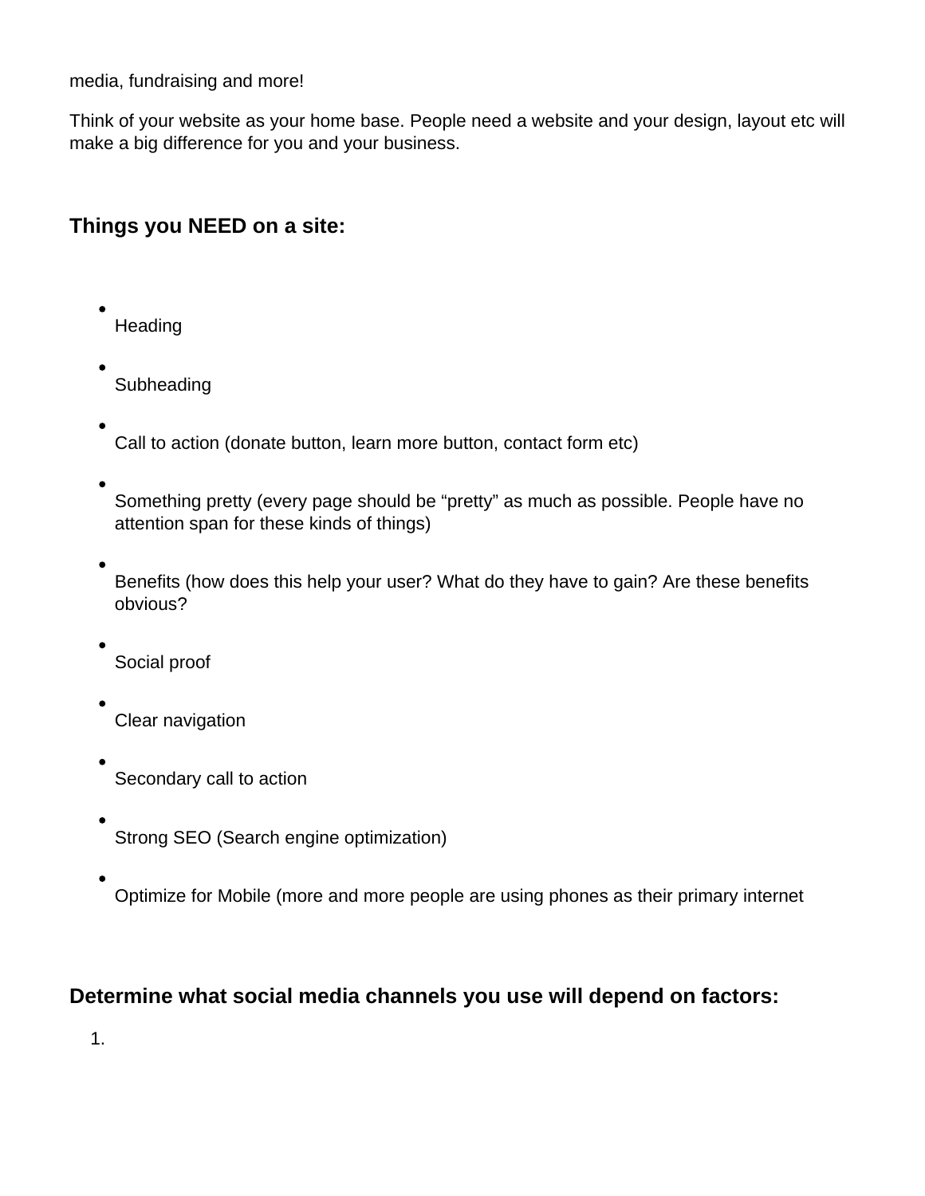media, fundraising and more!

Think of your website as your home base. People need a website and your design, layout etc will make a big difference for you and your business.

## Things you NEED on a site:

- Heading
- Subheading
- Call to action (donate button, learn more button, contact form etc)
- Something pretty (every page should be "pretty" as much as possible. People have no attention span for these kinds of things)
- Benefits (how does this help your user? What do they have to gain? Are these benefits obvious?
- Social proof
- Clear navigation
- Secondary call to action
- Strong SEO (Search engine optimization)
- Optimize for Mobile (more and more people are using phones as their primary internet

## Determine what social media channels you use will depend on factors:

1.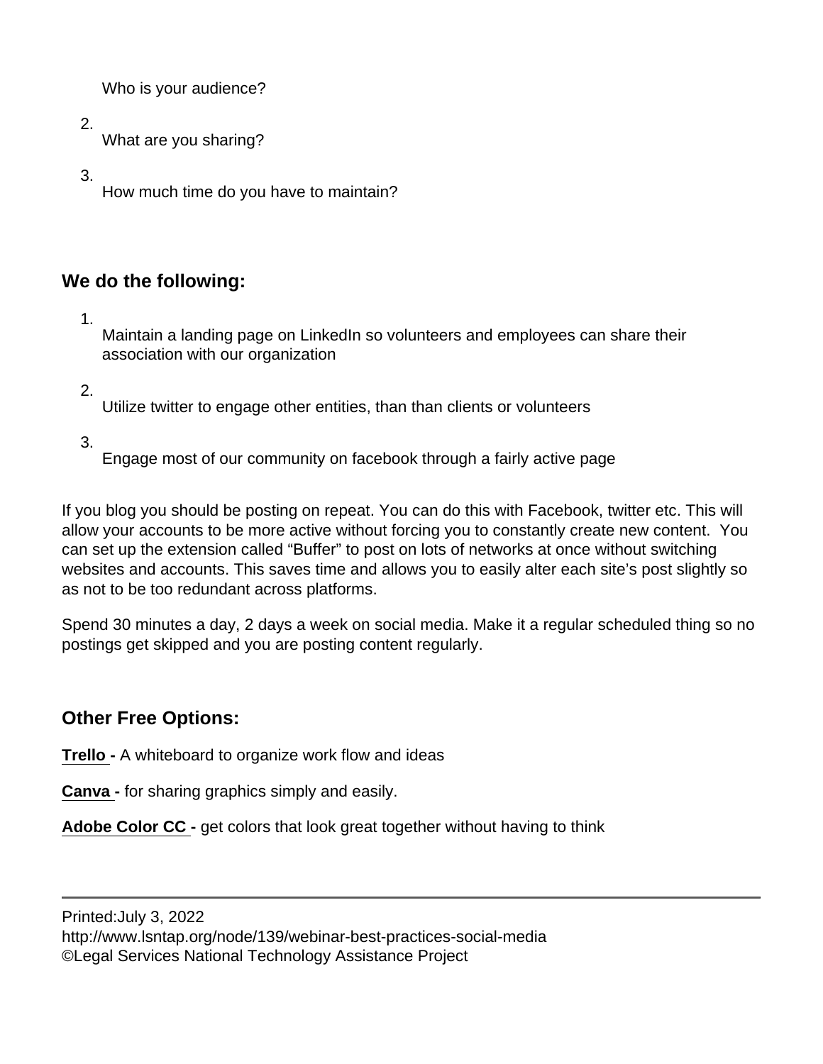Who is your audience?

2. What are you sharing?
3. How much time do you have to maintain?

### We do the following:

1. Maintain a landing page on LinkedIn so volunteers and employees can share their association with our organization
2. Utilize twitter to engage other entities, than than clients or volunteers
3. Engage most of our community on facebook through a fairly active page

If you blog you should be posting on repeat. You can do this with Facebook, twitter etc. This will allow your accounts to be more active without forcing you to constantly create new content. You can set up the extension called "Buffer" to post on lots of networks at once without switching websites and accounts. This saves time and allows you to easily alter each site's post slightly so as not to be too redundant across platforms.

Spend 30 minutes a day, 2 days a week on social media. Make it a regular scheduled thing so no postings get skipped and you are posting content regularly.

### Other Free Options:

**Trello -** A whiteboard to organize work flow and ideas

**Canva -** for sharing graphics simply and easily.

**Adobe Color CC -** get colors that look great together without having to think

---

Printed:July 3, 2022
http://www.lsntap.org/node/139/webinar-best-practices-social-media
©Legal Services National Technology Assistance Project